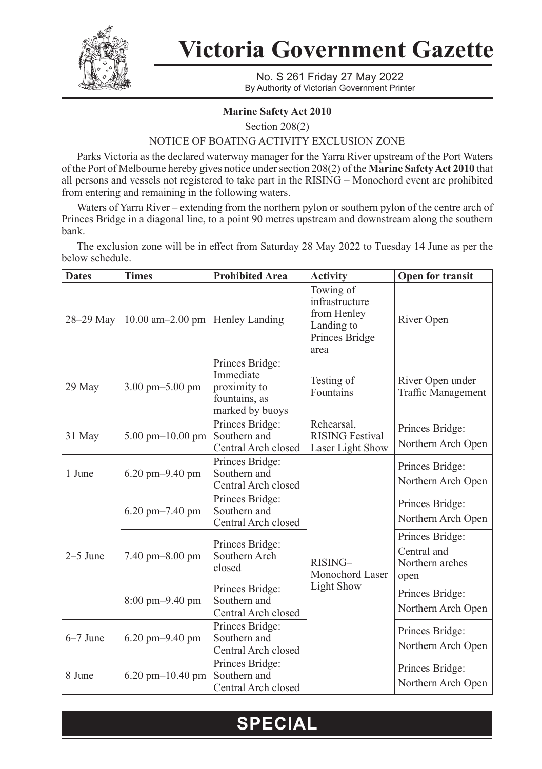# Victoria Government Gazette

No. S 261 Friday 27 May 2022
By Authority of Victorian Government Printer

**Marine Safety Act 2010**

Section 208(2)

NOTICE OF BOATING ACTIVITY EXCLUSION ZONE

Parks Victoria as the declared waterway manager for the Yarra River upstream of the Port Waters of the Port of Melbourne hereby gives notice under section 208(2) of the **Marine Safety Act 2010** that all persons and vessels not registered to take part in the RISING – Monochord event are prohibited from entering and remaining in the following waters.

Waters of Yarra River – extending from the northern pylon or southern pylon of the centre arch of Princes Bridge in a diagonal line, to a point 90 metres upstream and downstream along the southern bank.

The exclusion zone will be in effect from Saturday 28 May 2022 to Tuesday 14 June as per the below schedule.

| Dates | Times | Prohibited Area | Activity | Open for transit |
|---|---|---|---|---|
| 28–29 May | 10.00 am–2.00 pm | Henley Landing | Towing of infrastructure from Henley Landing to Princes Bridge area | River Open |
| 29 May | 3.00 pm–5.00 pm | Princes Bridge: Immediate proximity to fountains, as marked by buoys | Testing of Fountains | River Open under Traffic Management |
| 31 May | 5.00 pm–10.00 pm | Princes Bridge: Southern and Central Arch closed | Rehearsal, RISING Festival Laser Light Show | Princes Bridge: Northern Arch Open |
| 1 June | 6.20 pm–9.40 pm | Princes Bridge: Southern and Central Arch closed | RISING– Monochord Laser Light Show | Princes Bridge: Northern Arch Open |
| 2–5 June | 6.20 pm–7.40 pm | Princes Bridge: Southern and Central Arch closed | | Princes Bridge: Northern Arch Open |
| | 7.40 pm–8.00 pm | Princes Bridge: Southern Arch closed | | Princes Bridge: Central and Northern arches open |
| | 8:00 pm–9.40 pm | Princes Bridge: Southern and Central Arch closed | | Princes Bridge: Northern Arch Open |
| 6–7 June | 6.20 pm–9.40 pm | Princes Bridge: Southern and Central Arch closed | | Princes Bridge: Northern Arch Open |
| 8 June | 6.20 pm–10.40 pm | Princes Bridge: Southern and Central Arch closed | | Princes Bridge: Northern Arch Open |

**SPECIAL**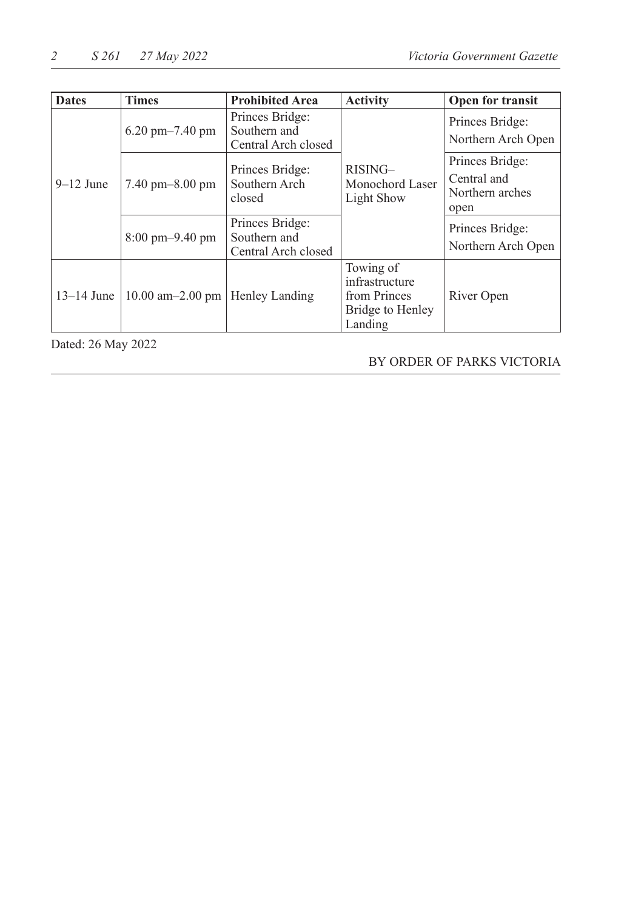| Dates | Times | Prohibited Area | Activity | Open for transit |
|---|---|---|---|---|
| 9–12 June | 6.20 pm–7.40 pm | Princes Bridge: Southern and Central Arch closed | RISING– Monochord Laser Light Show | Princes Bridge: Northern Arch Open |
| | 7.40 pm–8.00 pm | Princes Bridge: Southern Arch closed | | Princes Bridge: Central and Northern arches open |
| | 8:00 pm–9.40 pm | Princes Bridge: Southern and Central Arch closed | | Princes Bridge: Northern Arch Open |
| 13–14 June | 10.00 am–2.00 pm | Henley Landing | Towing of infrastructure from Princes Bridge to Henley Landing | River Open |

Dated: 26 May 2022

BY ORDER OF PARKS VICTORIA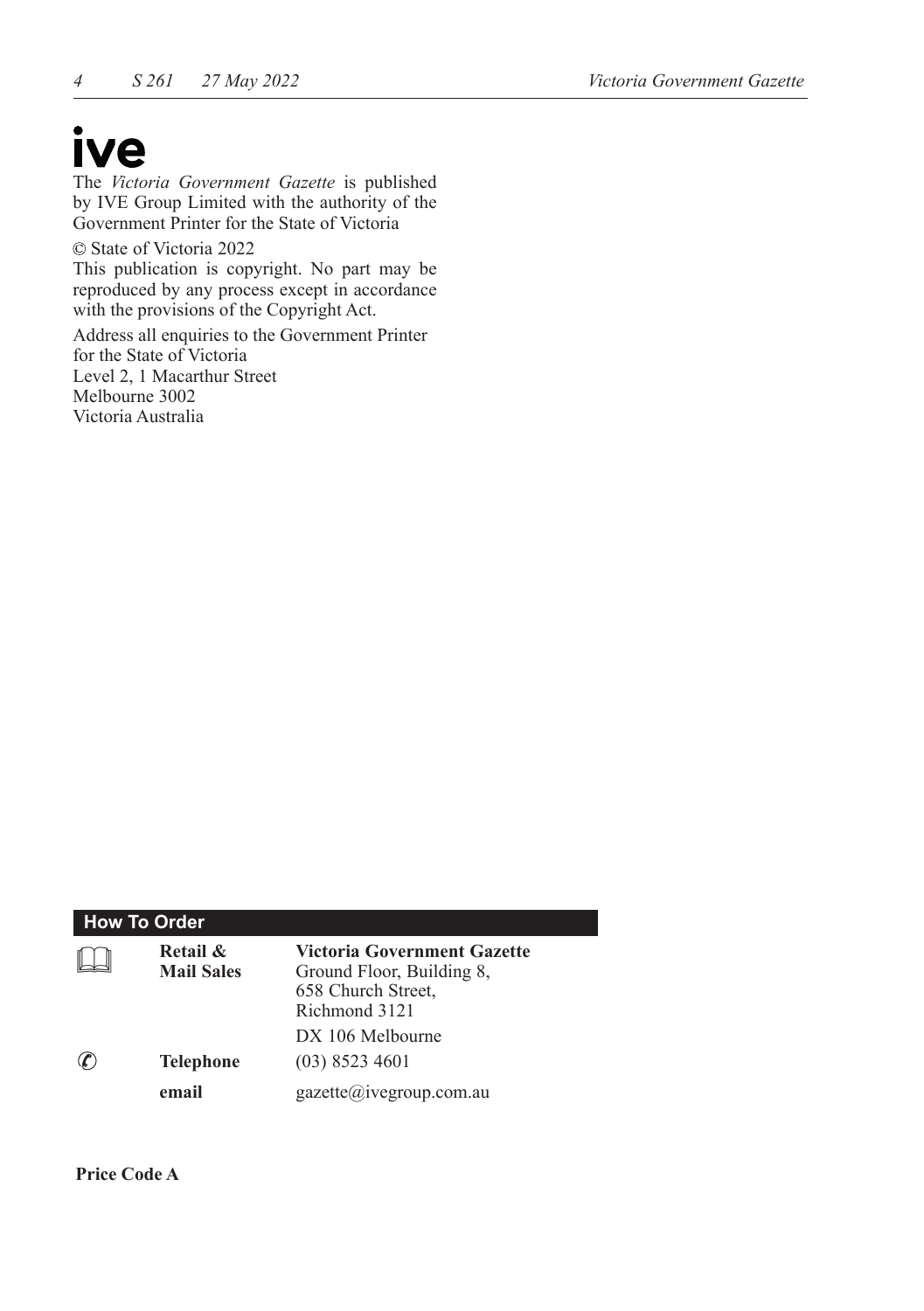ive

The *Victoria Government Gazette* is published by IVE Group Limited with the authority of the Government Printer for the State of Victoria

© State of Victoria 2022

This publication is copyright. No part may be reproduced by any process except in accordance with the provisions of the Copyright Act.

Address all enquiries to the Government Printer for the State of Victoria
Level 2, 1 Macarthur Street
Melbourne 3002
Victoria Australia

**How To Order**

| | | |
|---|---|---|
| **Retail & Mail Sales** | **Victoria Government Gazette** Ground Floor, Building 8, 658 Church Street, Richmond 3121 | |
| | DX 106 Melbourne | |
| **Telephone** | (03) 8523 4601 | |
| **email** | gazette@ivegroup.com.au | |

**Price Code A**